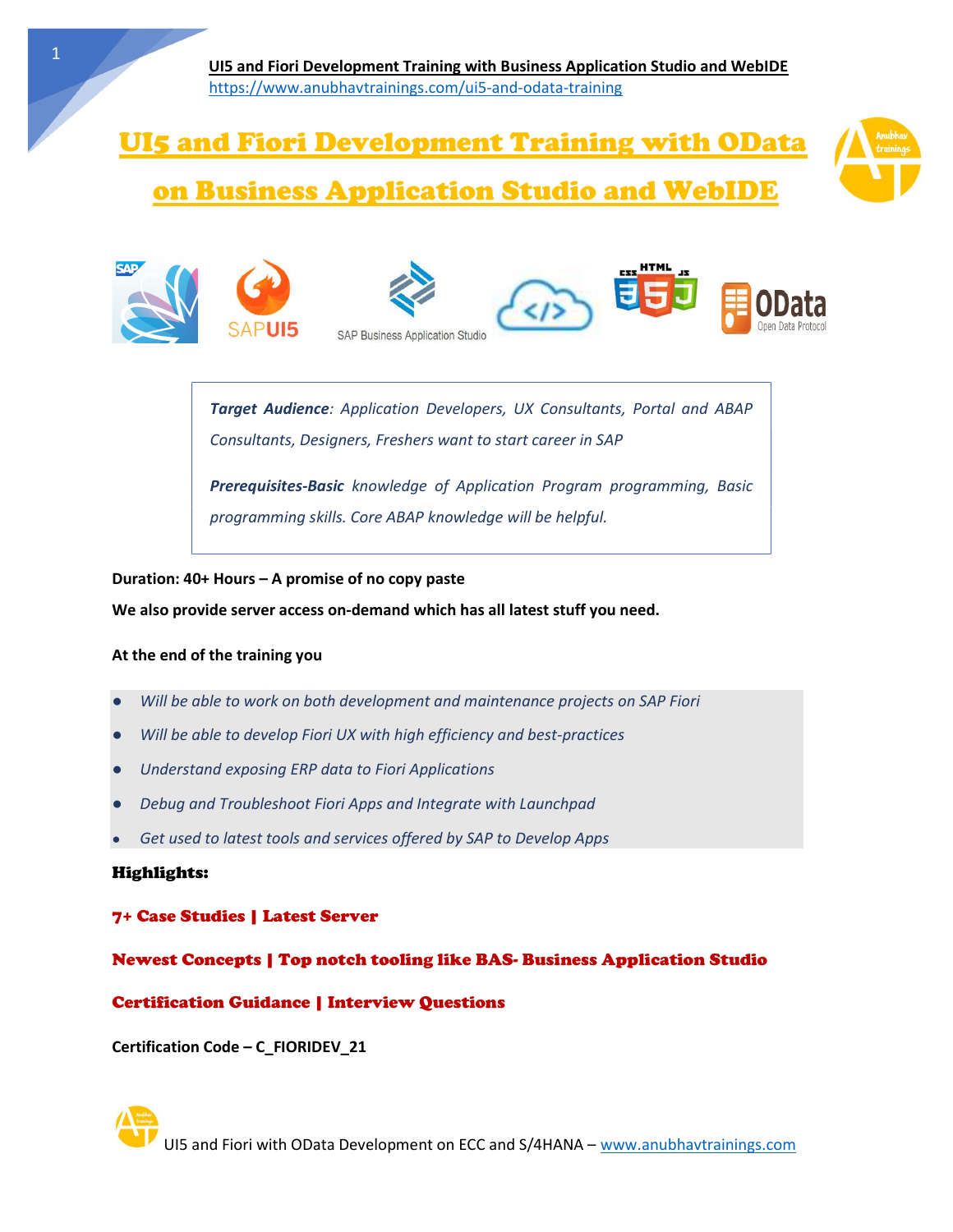# UI5 and Fiori Development Training with OData on Business Application Studio and WebIDE

*__Target Audience__: Application Developers, UX Consultants, Portal and ABAP Consultants, Designers, Freshers want to start career in SAP*

*__Prerequisites-Basic__ knowledge of Application Program programming, Basic programming skills. Core ABAP knowledge will be helpful.*

**Duration: 40+ Hours – A promise of no copy paste**

**We also provide server access on-demand which has all latest stuff you need.**

**At the end of the training you**

- *Will be able to work on both development and maintenance projects on SAP Fiori*
- *Will be able to develop Fiori UX with high efficiency and best-practices*
- *Understand exposing ERP data to Fiori Applications*
- *Debug and Troubleshoot Fiori Apps and Integrate with Launchpad*
- *Get used to latest tools and services offered by SAP to Develop Apps*

**Highlights:**

**7+ Case Studies | Latest Server**

**Newest Concepts | Top notch tooling like BAS- Business Application Studio**

**Certification Guidance | Interview Questions**

**Certification Code – C_FIORIDEV_21**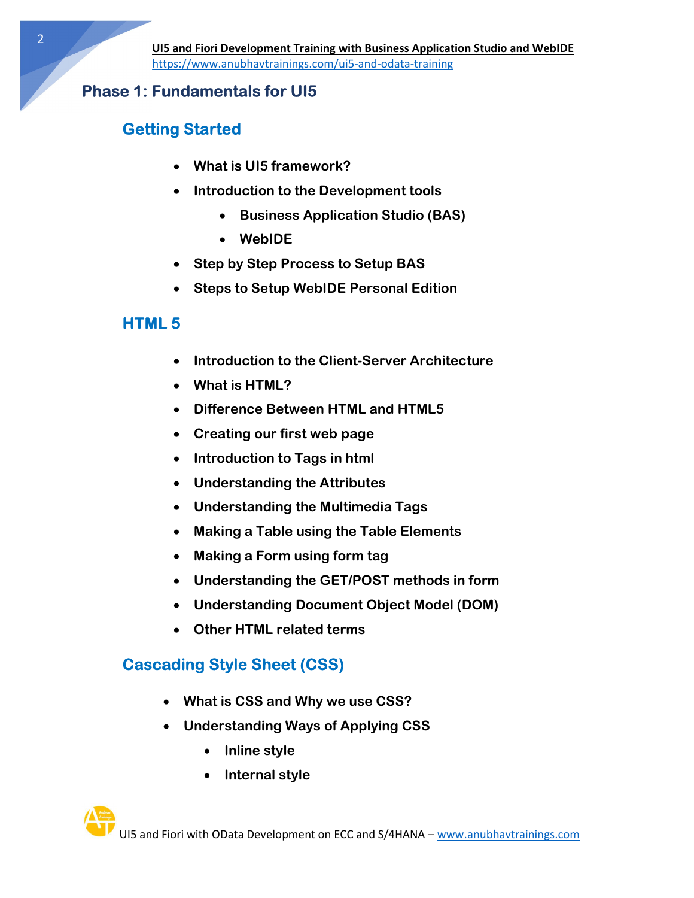## Phase 1: Fundamentals for UI5

### Getting Started

- **What is UI5 framework?**
- **Introduction to the Development tools**
    - **Business Application Studio (BAS)**
    - **WebIDE**
- **Step by Step Process to Setup BAS**
- **Steps to Setup WebIDE Personal Edition**

### HTML 5

- **Introduction to the Client-Server Architecture**
- **What is HTML?**
- **Difference Between HTML and HTML5**
- **Creating our first web page**
- **Introduction to Tags in html**
- **Understanding the Attributes**
- **Understanding the Multimedia Tags**
- **Making a Table using the Table Elements**
- **Making a Form using form tag**
- **Understanding the GET/POST methods in form**
- **Understanding Document Object Model (DOM)**
- **Other HTML related terms**

### Cascading Style Sheet (CSS)

- **What is CSS and Why we use CSS?**
- **Understanding Ways of Applying CSS**
    - **Inline style**
    - **Internal style**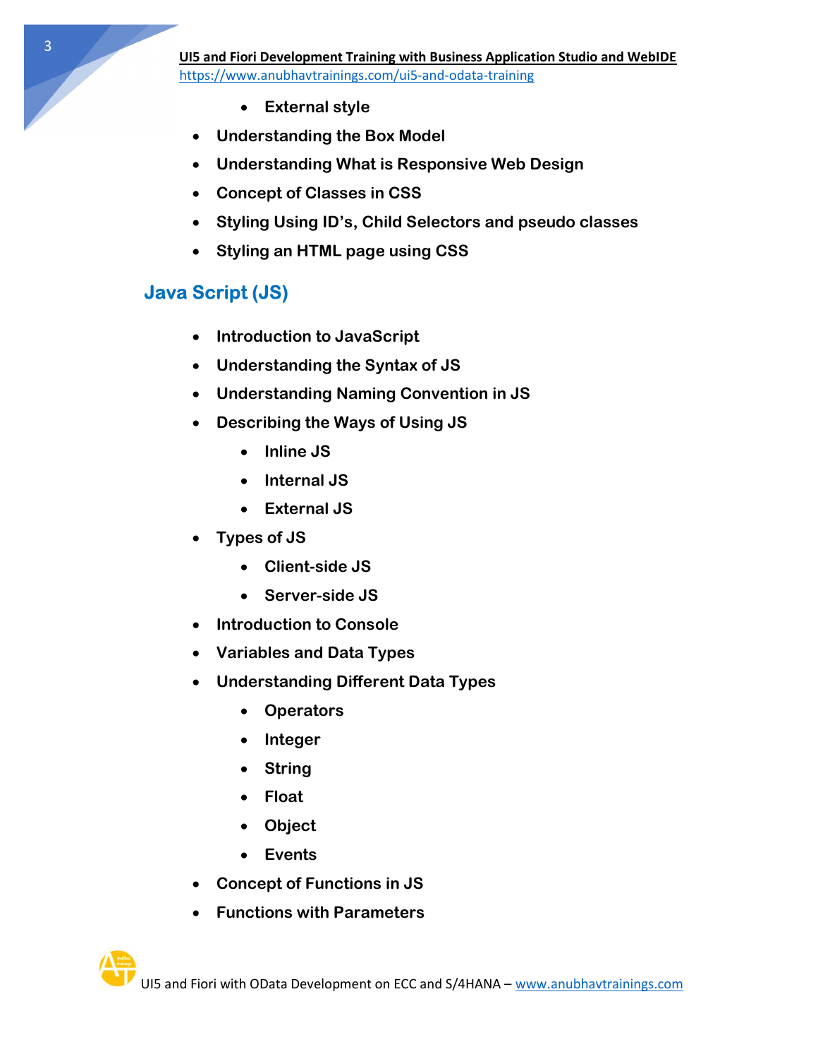- **External style**
- **Understanding the Box Model**
- **Understanding What is Responsive Web Design**
- **Concept of Classes in CSS**
- **Styling Using ID's, Child Selectors and pseudo classes**
- **Styling an HTML page using CSS**

## Java Script (JS)

- **Introduction to JavaScript**
- **Understanding the Syntax of JS**
- **Understanding Naming Convention in JS**
- **Describing the Ways of Using JS**
    - **Inline JS**
    - **Internal JS**
    - **External JS**
- **Types of JS**
    - **Client-side JS**
    - **Server-side JS**
- **Introduction to Console**
- **Variables and Data Types**
- **Understanding Different Data Types**
    - **Operators**
    - **Integer**
    - **String**
    - **Float**
    - **Object**
    - **Events**
- **Concept of Functions in JS**
- **Functions with Parameters**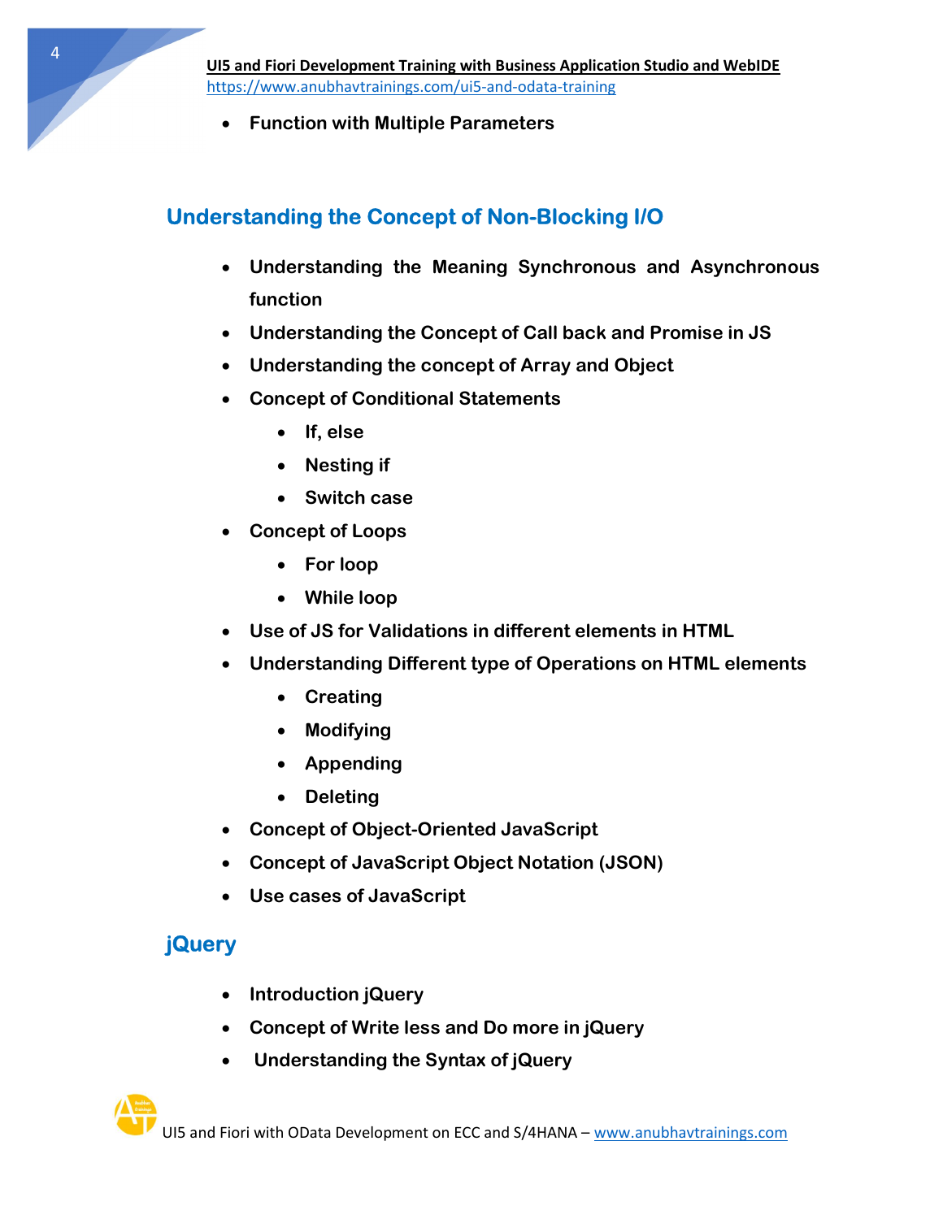- **Function with Multiple Parameters**

## Understanding the Concept of Non-Blocking I/O

- **Understanding the Meaning Synchronous and Asynchronous function**
- **Understanding the Concept of Call back and Promise in JS**
- **Understanding the concept of Array and Object**
- **Concept of Conditional Statements**
  - **If, else**
  - **Nesting if**
  - **Switch case**
- **Concept of Loops**
  - **For loop**
  - **While loop**
- **Use of JS for Validations in different elements in HTML**
- **Understanding Different type of Operations on HTML elements**
  - **Creating**
  - **Modifying**
  - **Appending**
  - **Deleting**
- **Concept of Object-Oriented JavaScript**
- **Concept of JavaScript Object Notation (JSON)**
- **Use cases of JavaScript**

## jQuery

- **Introduction jQuery**
- **Concept of Write less and Do more in jQuery**
- **Understanding the Syntax of jQuery**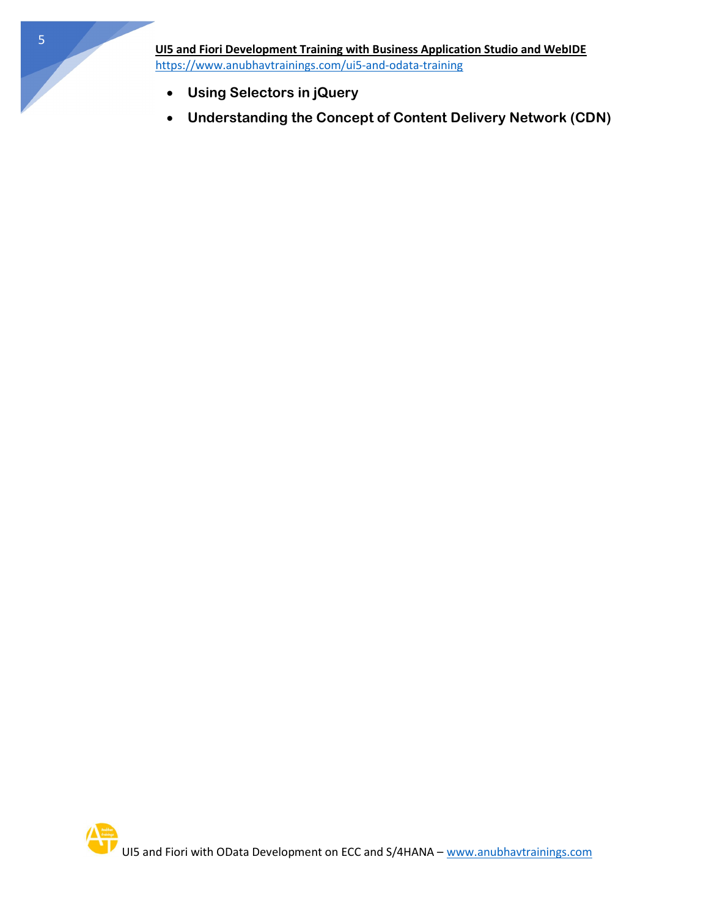- **Using Selectors in jQuery**
- **Understanding the Concept of Content Delivery Network (CDN)**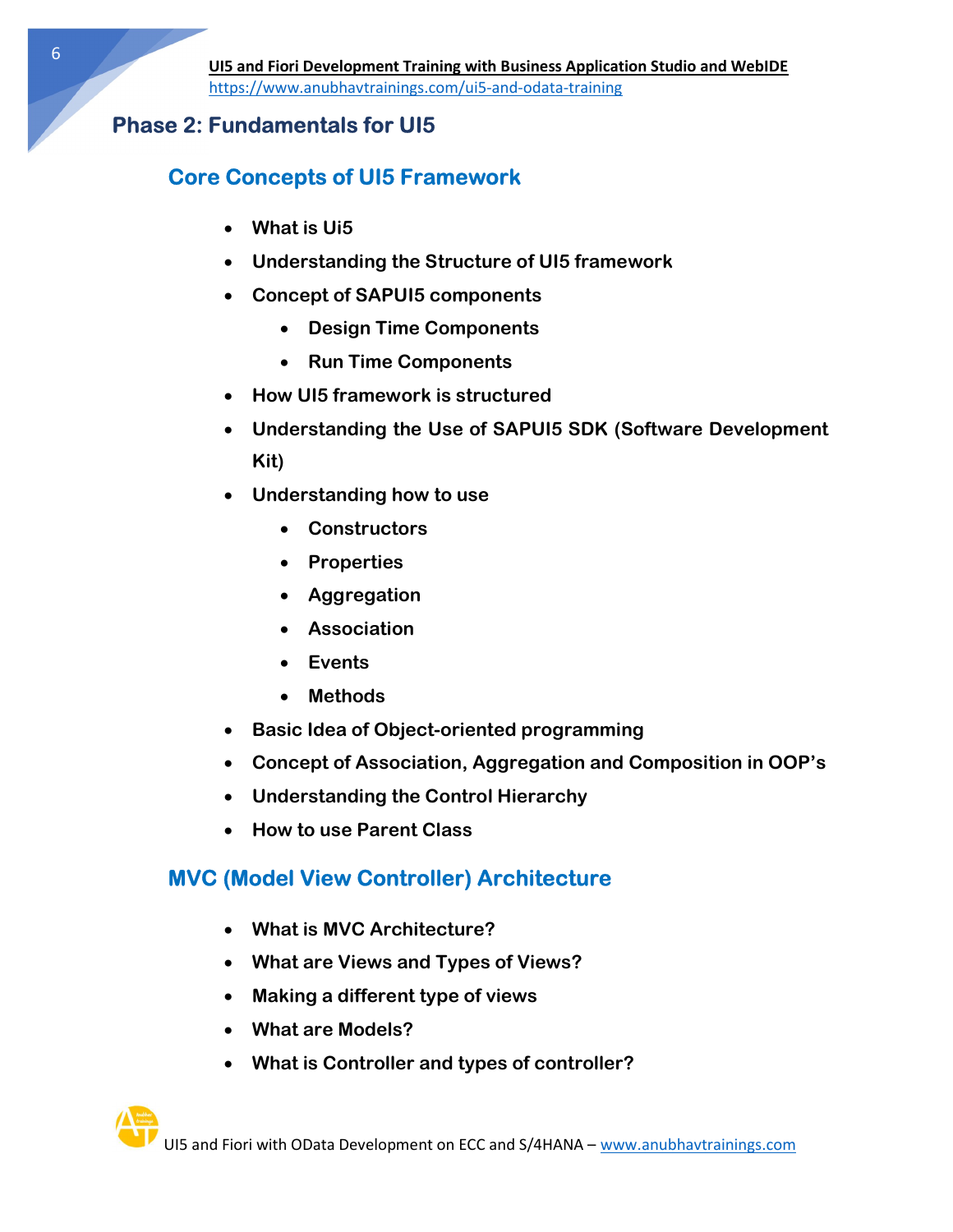## Phase 2: Fundamentals for UI5

### Core Concepts of UI5 Framework

- **What is Ui5**
- **Understanding the Structure of UI5 framework**
- **Concept of SAPUI5 components**
  - **Design Time Components**
  - **Run Time Components**
- **How UI5 framework is structured**
- **Understanding the Use of SAPUI5 SDK (Software Development Kit)**
- **Understanding how to use**
  - **Constructors**
  - **Properties**
  - **Aggregation**
  - **Association**
  - **Events**
  - **Methods**
- **Basic Idea of Object-oriented programming**
- **Concept of Association, Aggregation and Composition in OOP's**
- **Understanding the Control Hierarchy**
- **How to use Parent Class**

### MVC (Model View Controller) Architecture

- **What is MVC Architecture?**
- **What are Views and Types of Views?**
- **Making a different type of views**
- **What are Models?**
- **What is Controller and types of controller?**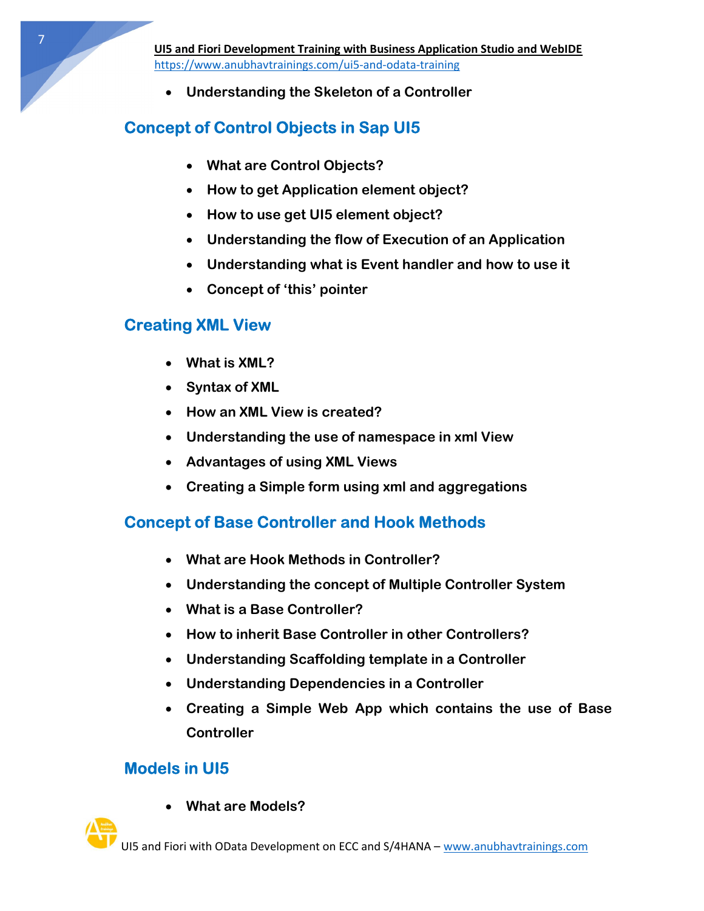- **Understanding the Skeleton of a Controller**

## Concept of Control Objects in Sap UI5

- **What are Control Objects?**
- **How to get Application element object?**
- **How to use get UI5 element object?**
- **Understanding the flow of Execution of an Application**
- **Understanding what is Event handler and how to use it**
- **Concept of 'this' pointer**

## Creating XML View

- **What is XML?**
- **Syntax of XML**
- **How an XML View is created?**
- **Understanding the use of namespace in xml View**
- **Advantages of using XML Views**
- **Creating a Simple form using xml and aggregations**

## Concept of Base Controller and Hook Methods

- **What are Hook Methods in Controller?**
- **Understanding the concept of Multiple Controller System**
- **What is a Base Controller?**
- **How to inherit Base Controller in other Controllers?**
- **Understanding Scaffolding template in a Controller**
- **Understanding Dependencies in a Controller**
- **Creating a Simple Web App which contains the use of Base Controller**

## Models in UI5

- **What are Models?**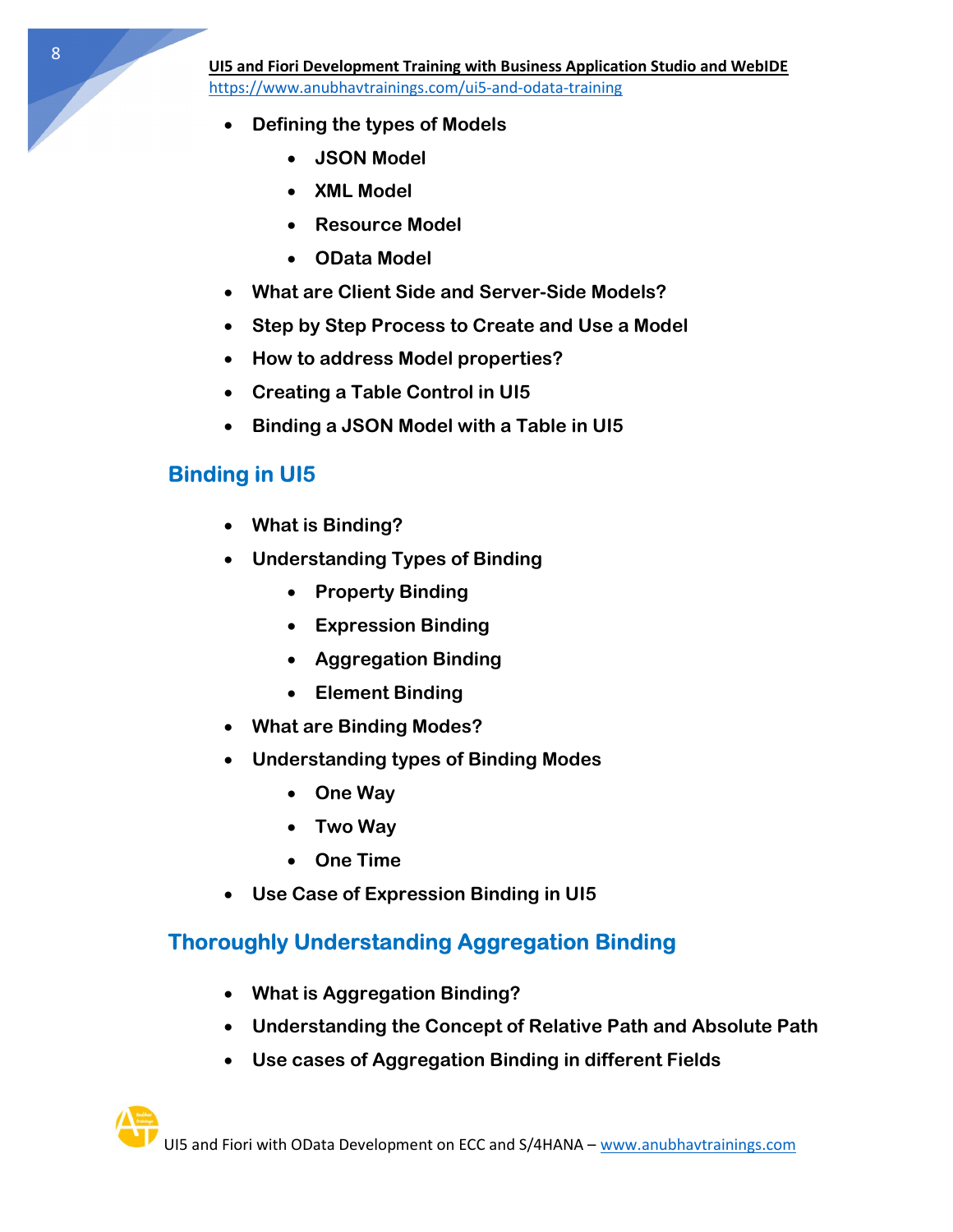- **Defining the types of Models**
    - **JSON Model**
    - **XML Model**
    - **Resource Model**
    - **OData Model**
- **What are Client Side and Server-Side Models?**
- **Step by Step Process to Create and Use a Model**
- **How to address Model properties?**
- **Creating a Table Control in UI5**
- **Binding a JSON Model with a Table in UI5**

## Binding in UI5

- **What is Binding?**
- **Understanding Types of Binding**
    - **Property Binding**
    - **Expression Binding**
    - **Aggregation Binding**
    - **Element Binding**
- **What are Binding Modes?**
- **Understanding types of Binding Modes**
    - **One Way**
    - **Two Way**
    - **One Time**
- **Use Case of Expression Binding in UI5**

## Thoroughly Understanding Aggregation Binding

- **What is Aggregation Binding?**
- **Understanding the Concept of Relative Path and Absolute Path**
- **Use cases of Aggregation Binding in different Fields**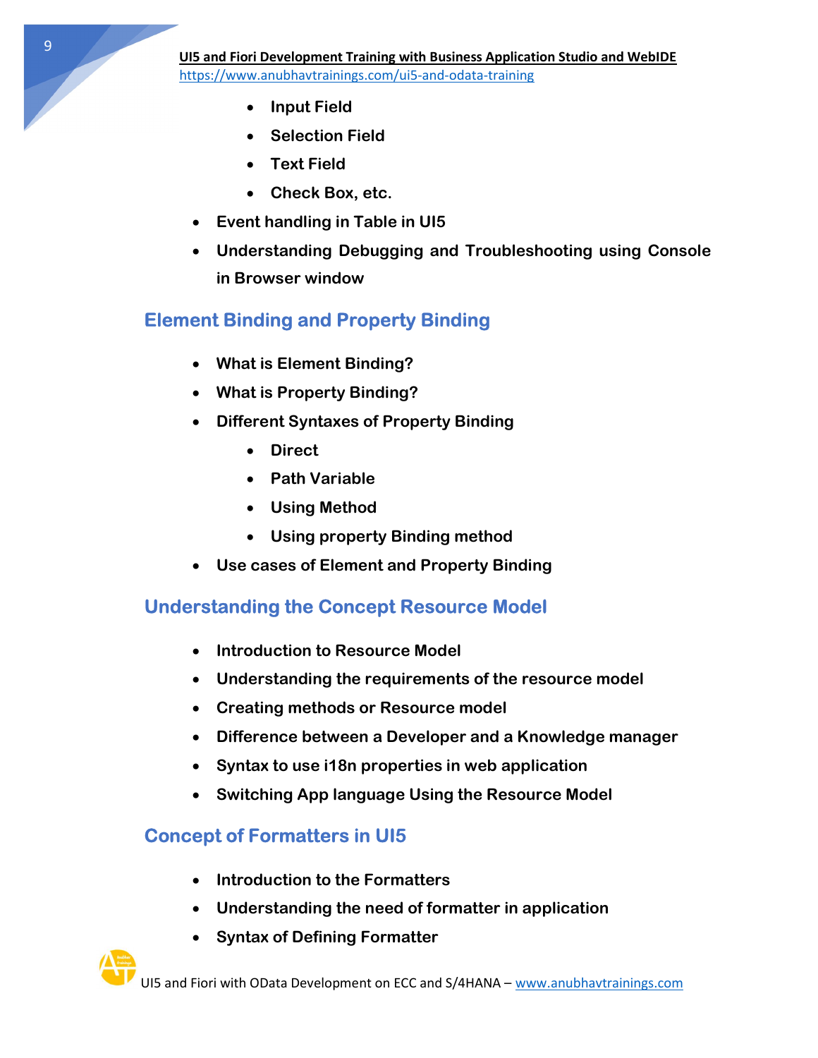- **Input Field**
  - **Selection Field**
  - **Text Field**
  - **Check Box, etc.**
- **Event handling in Table in UI5**
- **Understanding Debugging and Troubleshooting using Console in Browser window**

## Element Binding and Property Binding

- **What is Element Binding?**
- **What is Property Binding?**
- **Different Syntaxes of Property Binding**
  - **Direct**
  - **Path Variable**
  - **Using Method**
  - **Using property Binding method**
- **Use cases of Element and Property Binding**

## Understanding the Concept Resource Model

- **Introduction to Resource Model**
- **Understanding the requirements of the resource model**
- **Creating methods or Resource model**
- **Difference between a Developer and a Knowledge manager**
- **Syntax to use i18n properties in web application**
- **Switching App language Using the Resource Model**

## Concept of Formatters in UI5

- **Introduction to the Formatters**
- **Understanding the need of formatter in application**
- **Syntax of Defining Formatter**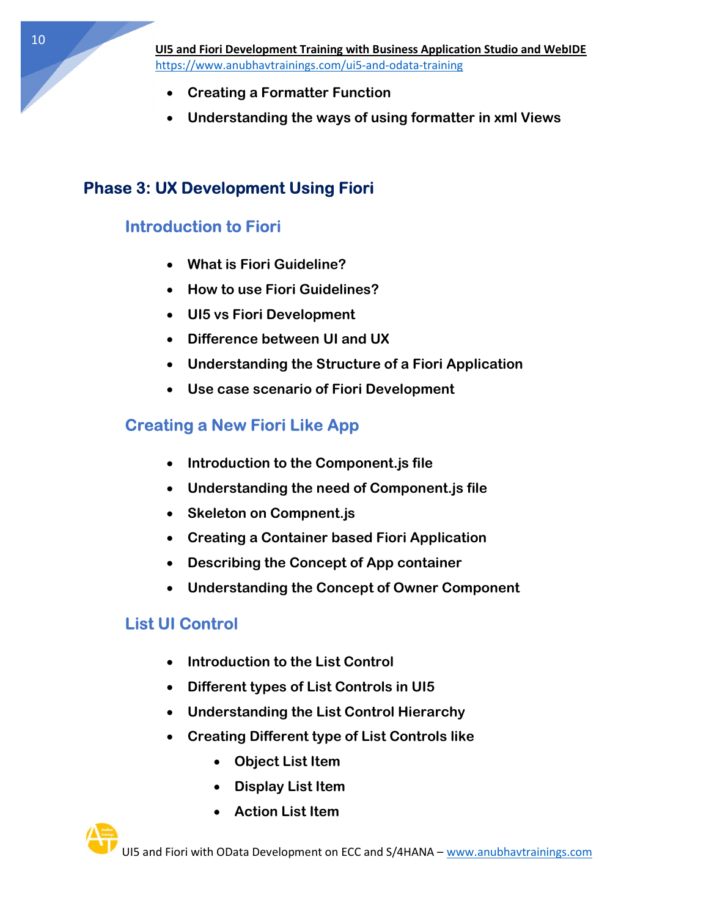- Creating a Formatter Function
- Understanding the ways of using formatter in xml Views

## Phase 3: UX Development Using Fiori

### Introduction to Fiori

- What is Fiori Guideline?
- How to use Fiori Guidelines?
- UI5 vs Fiori Development
- Difference between UI and UX
- Understanding the Structure of a Fiori Application
- Use case scenario of Fiori Development

### Creating a New Fiori Like App

- Introduction to the Component.js file
- Understanding the need of Component.js file
- Skeleton on Compnent.js
- Creating a Container based Fiori Application
- Describing the Concept of App container
- Understanding the Concept of Owner Component

### List UI Control

- Introduction to the List Control
- Different types of List Controls in UI5
- Understanding the List Control Hierarchy
- Creating Different type of List Controls like
    - Object List Item
    - Display List Item
    - Action List Item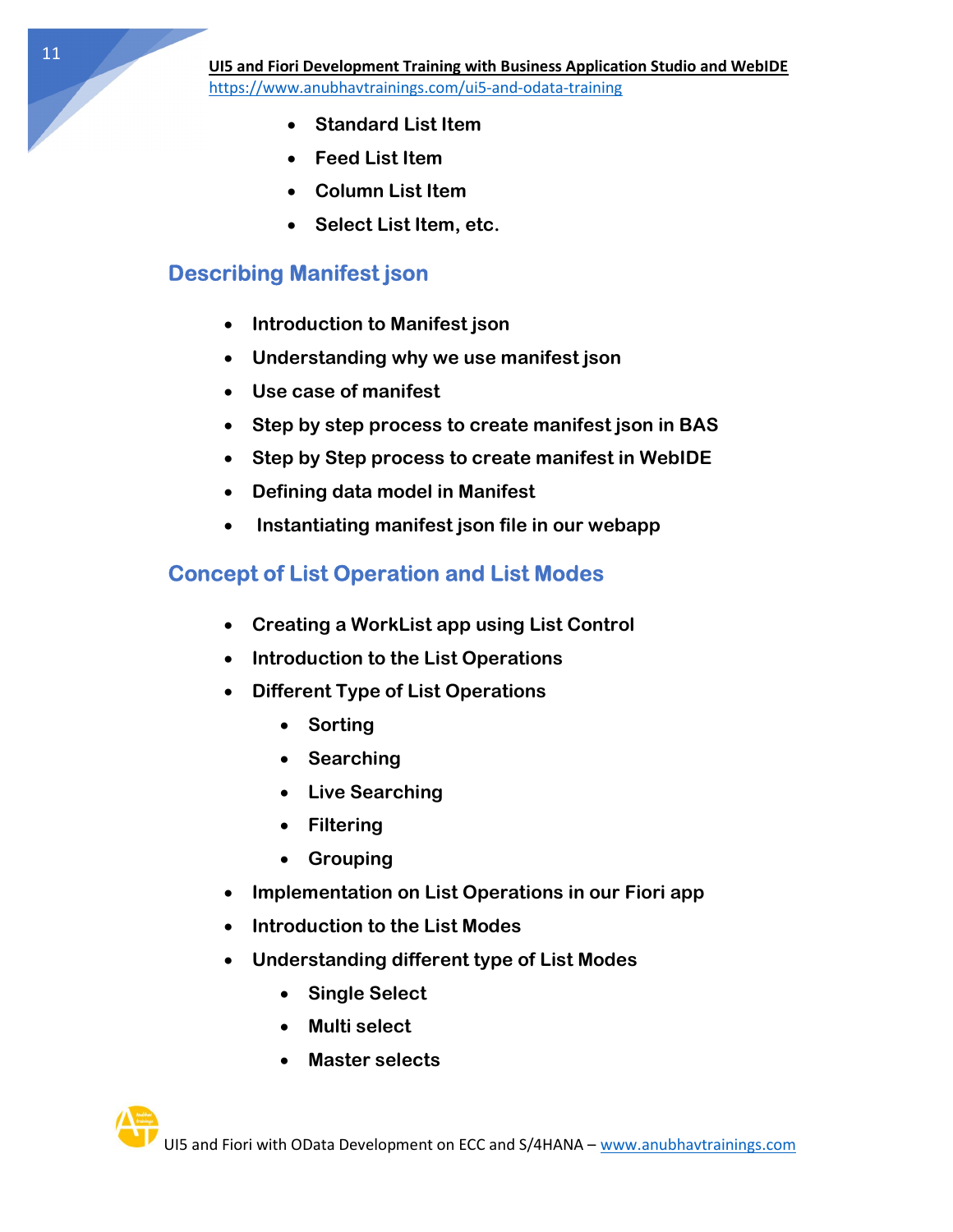- Standard List Item
- Feed List Item
- Column List Item
- Select List Item, etc.

## Describing Manifest json

- Introduction to Manifest json
- Understanding why we use manifest json
- Use case of manifest
- Step by step process to create manifest json in BAS
- Step by Step process to create manifest in WebIDE
- Defining data model in Manifest
- Instantiating manifest json file in our webapp

## Concept of List Operation and List Modes

- Creating a WorkList app using List Control
- Introduction to the List Operations
- Different Type of List Operations
  - Sorting
  - Searching
  - Live Searching
  - Filtering
  - Grouping
- Implementation on List Operations in our Fiori app
- Introduction to the List Modes
- Understanding different type of List Modes
  - Single Select
  - Multi select
  - Master selects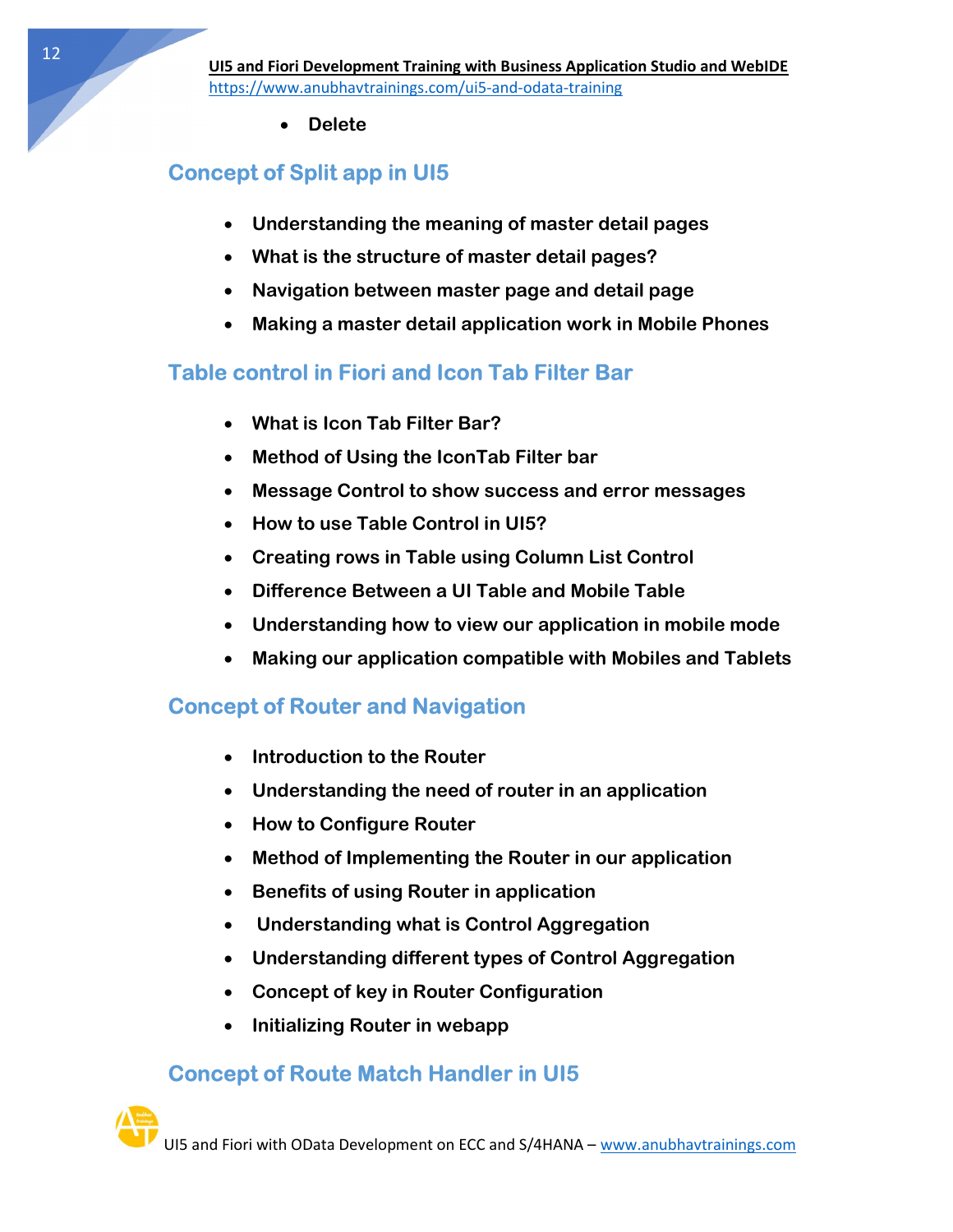- **Delete**

## Concept of Split app in UI5

- **Understanding the meaning of master detail pages**
- **What is the structure of master detail pages?**
- **Navigation between master page and detail page**
- **Making a master detail application work in Mobile Phones**

## Table control in Fiori and Icon Tab Filter Bar

- **What is Icon Tab Filter Bar?**
- **Method of Using the IconTab Filter bar**
- **Message Control to show success and error messages**
- **How to use Table Control in UI5?**
- **Creating rows in Table using Column List Control**
- **Difference Between a UI Table and Mobile Table**
- **Understanding how to view our application in mobile mode**
- **Making our application compatible with Mobiles and Tablets**

## Concept of Router and Navigation

- **Introduction to the Router**
- **Understanding the need of router in an application**
- **How to Configure Router**
- **Method of Implementing the Router in our application**
- **Benefits of using Router in application**
- **Understanding what is Control Aggregation**
- **Understanding different types of Control Aggregation**
- **Concept of key in Router Configuration**
- **Initializing Router in webapp**

## Concept of Route Match Handler in UI5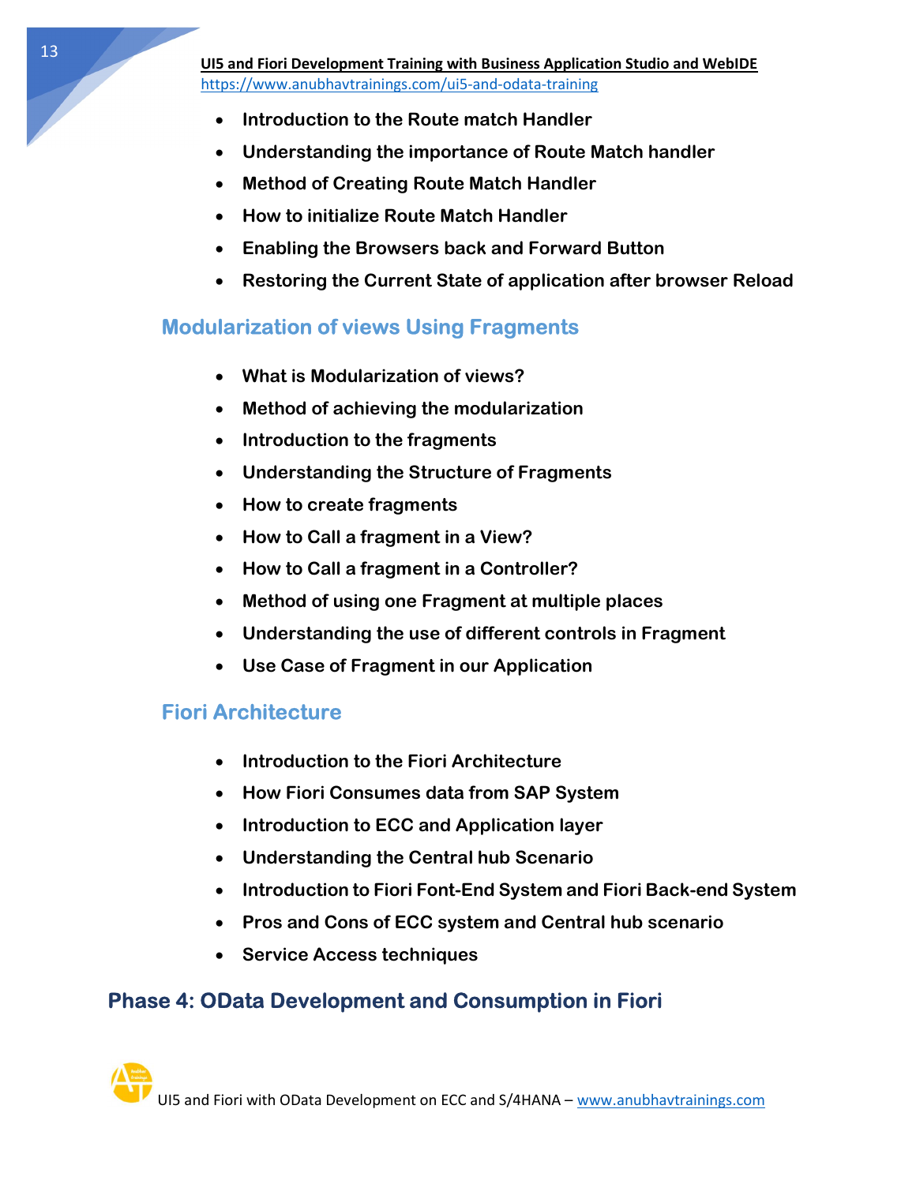- Introduction to the Route match Handler
- Understanding the importance of Route Match handler
- Method of Creating Route Match Handler
- How to initialize Route Match Handler
- Enabling the Browsers back and Forward Button
- Restoring the Current State of application after browser Reload

### Modularization of views Using Fragments

- What is Modularization of views?
- Method of achieving the modularization
- Introduction to the fragments
- Understanding the Structure of Fragments
- How to create fragments
- How to Call a fragment in a View?
- How to Call a fragment in a Controller?
- Method of using one Fragment at multiple places
- Understanding the use of different controls in Fragment
- Use Case of Fragment in our Application

### Fiori Architecture

- Introduction to the Fiori Architecture
- How Fiori Consumes data from SAP System
- Introduction to ECC and Application layer
- Understanding the Central hub Scenario
- Introduction to Fiori Font-End System and Fiori Back-end System
- Pros and Cons of ECC system and Central hub scenario
- Service Access techniques

## Phase 4: OData Development and Consumption in Fiori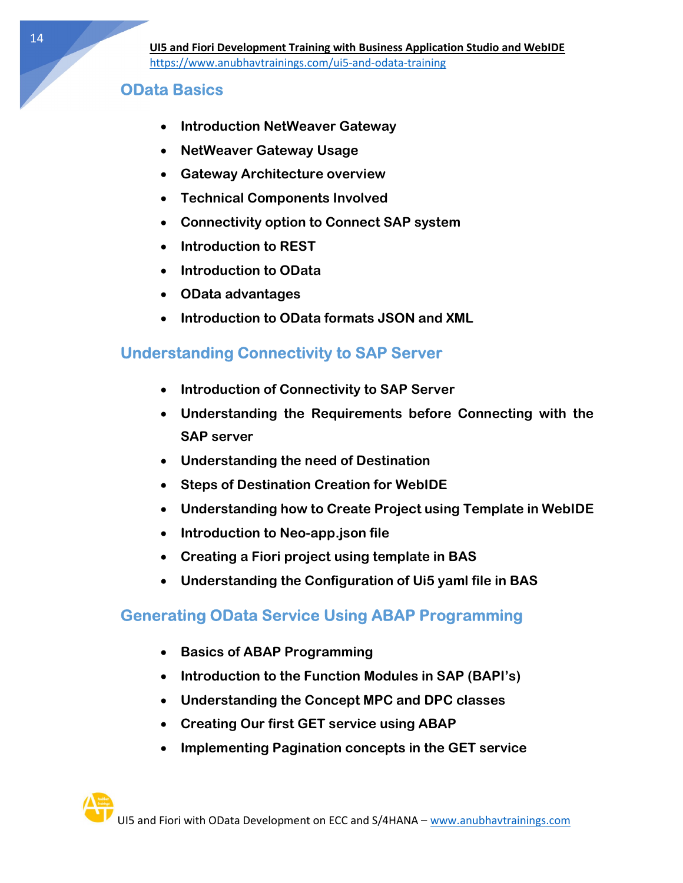## OData Basics

- Introduction NetWeaver Gateway
- NetWeaver Gateway Usage
- Gateway Architecture overview
- Technical Components Involved
- Connectivity option to Connect SAP system
- Introduction to REST
- Introduction to OData
- OData advantages
- Introduction to OData formats JSON and XML

## Understanding Connectivity to SAP Server

- Introduction of Connectivity to SAP Server
- Understanding the Requirements before Connecting with the SAP server
- Understanding the need of Destination
- Steps of Destination Creation for WebIDE
- Understanding how to Create Project using Template in WebIDE
- Introduction to Neo-app.json file
- Creating a Fiori project using template in BAS
- Understanding the Configuration of Ui5 yaml file in BAS

## Generating OData Service Using ABAP Programming

- Basics of ABAP Programming
- Introduction to the Function Modules in SAP (BAPI's)
- Understanding the Concept MPC and DPC classes
- Creating Our first GET service using ABAP
- Implementing Pagination concepts in the GET service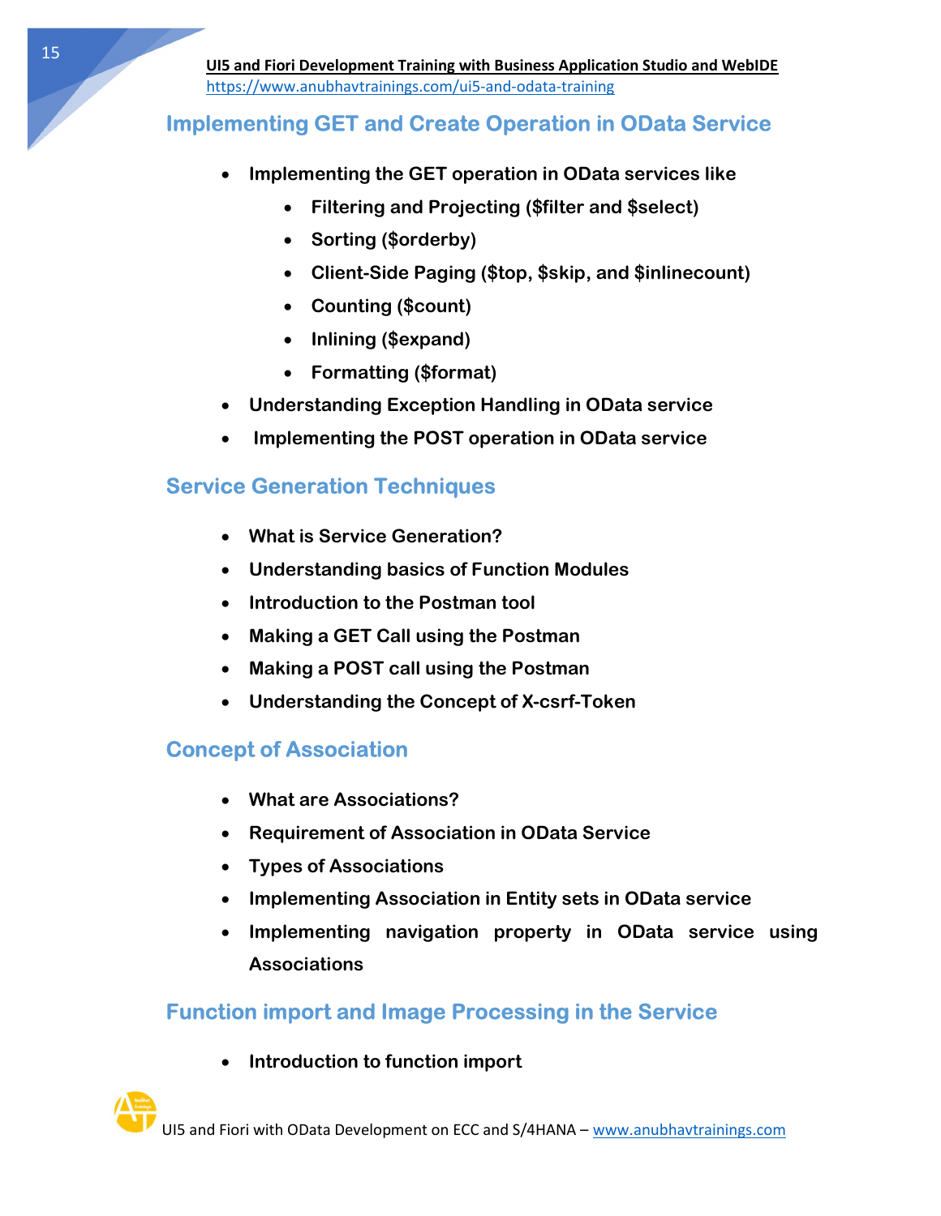## Implementing GET and Create Operation in OData Service

- **Implementing the GET operation in OData services like**
  - **Filtering and Projecting ($filter and $select)**
  - **Sorting ($orderby)**
  - **Client-Side Paging ($top, $skip, and $inlinecount)**
  - **Counting ($count)**
  - **Inlining ($expand)**
  - **Formatting ($format)**
- **Understanding Exception Handling in OData service**
- **Implementing the POST operation in OData service**

## Service Generation Techniques

- **What is Service Generation?**
- **Understanding basics of Function Modules**
- **Introduction to the Postman tool**
- **Making a GET Call using the Postman**
- **Making a POST call using the Postman**
- **Understanding the Concept of X-csrf-Token**

## Concept of Association

- **What are Associations?**
- **Requirement of Association in OData Service**
- **Types of Associations**
- **Implementing Association in Entity sets in OData service**
- **Implementing navigation property in OData service using Associations**

## Function import and Image Processing in the Service

- **Introduction to function import**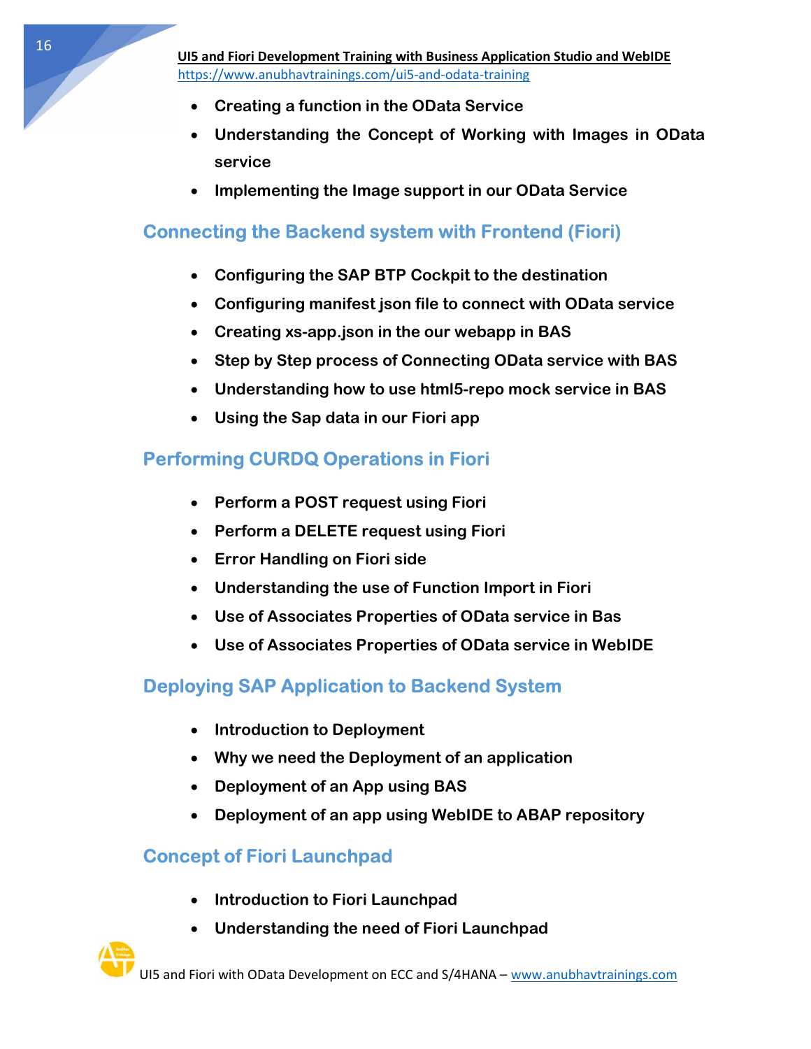- **Creating a function in the OData Service**
- **Understanding the Concept of Working with Images in OData service**
- **Implementing the Image support in our OData Service**

## Connecting the Backend system with Frontend (Fiori)

- **Configuring the SAP BTP Cockpit to the destination**
- **Configuring manifest json file to connect with OData service**
- **Creating xs-app.json in the our webapp in BAS**
- **Step by Step process of Connecting OData service with BAS**
- **Understanding how to use html5-repo mock service in BAS**
- **Using the Sap data in our Fiori app**

## Performing CURDQ Operations in Fiori

- **Perform a POST request using Fiori**
- **Perform a DELETE request using Fiori**
- **Error Handling on Fiori side**
- **Understanding the use of Function Import in Fiori**
- **Use of Associates Properties of OData service in Bas**
- **Use of Associates Properties of OData service in WebIDE**

## Deploying SAP Application to Backend System

- **Introduction to Deployment**
- **Why we need the Deployment of an application**
- **Deployment of an App using BAS**
- **Deployment of an app using WebIDE to ABAP repository**

## Concept of Fiori Launchpad

- **Introduction to Fiori Launchpad**
- **Understanding the need of Fiori Launchpad**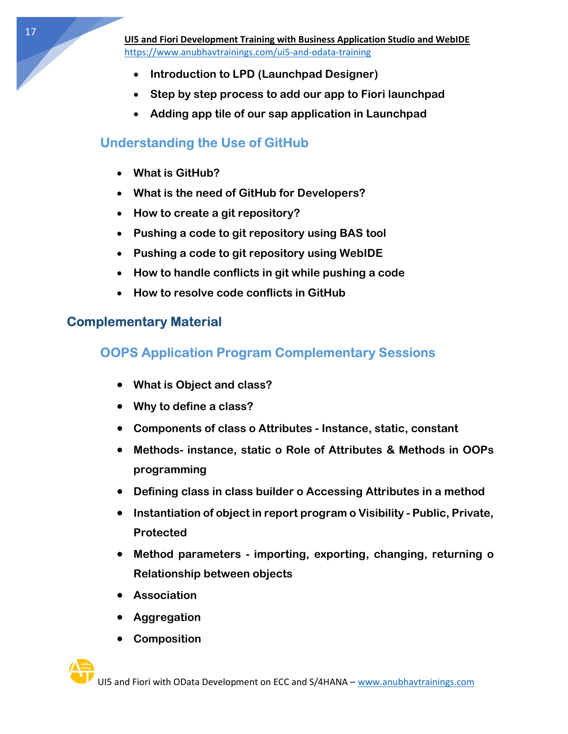- Introduction to LPD (Launchpad Designer)
- Step by step process to add our app to Fiori launchpad
- Adding app tile of our sap application in Launchpad

### Understanding the Use of GitHub

- What is GitHub?
- What is the need of GitHub for Developers?
- How to create a git repository?
- Pushing a code to git repository using BAS tool
- Pushing a code to git repository using WebIDE
- How to handle conflicts in git while pushing a code
- How to resolve code conflicts in GitHub

## Complementary Material

### OOPS Application Program Complementary Sessions

- What is Object and class?
- Why to define a class?
- Components of class o Attributes - Instance, static, constant
- Methods- instance, static o Role of Attributes & Methods in OOPs programming
- Defining class in class builder o Accessing Attributes in a method
- Instantiation of object in report program o Visibility - Public, Private, Protected
- Method parameters - importing, exporting, changing, returning o Relationship between objects
- Association
- Aggregation
- Composition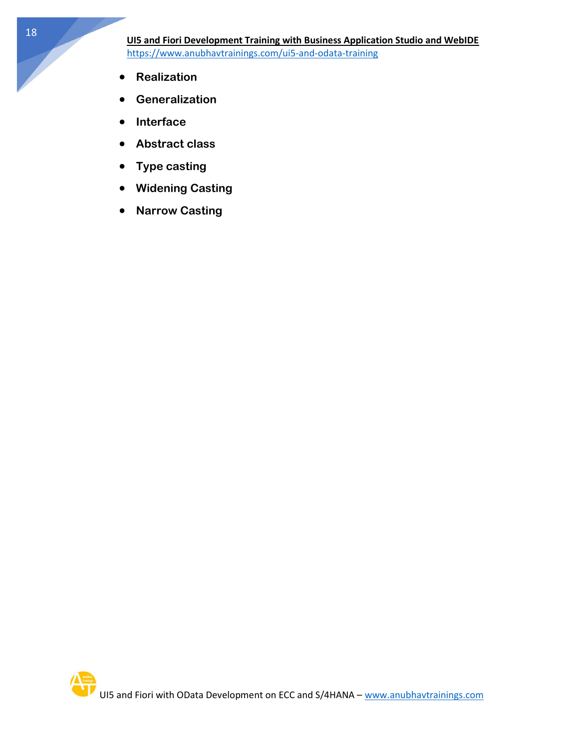- **Realization**
- **Generalization**
- **Interface**
- **Abstract class**
- **Type casting**
- **Widening Casting**
- **Narrow Casting**